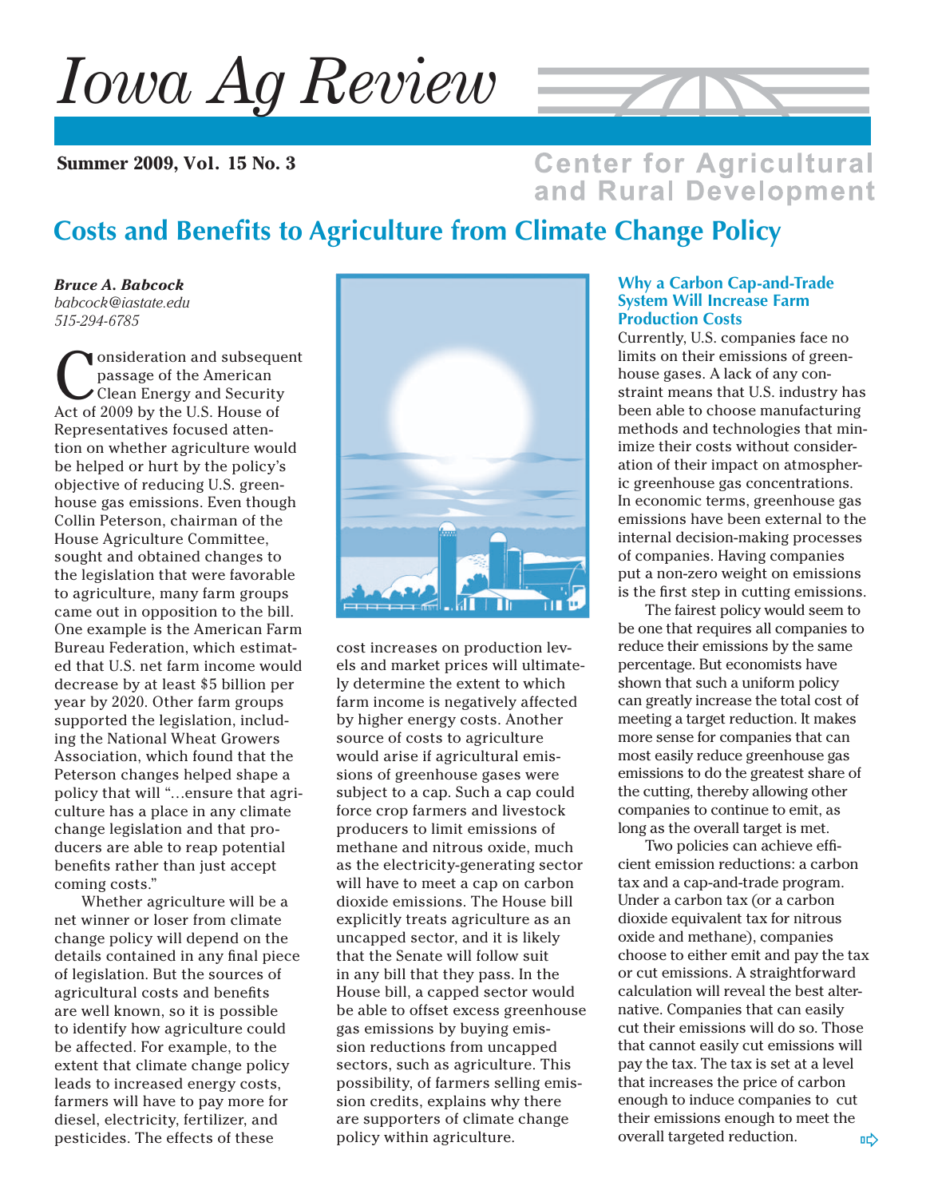# Iowa Ag Review

**Summer 2009, Vol. 15 No. 3**

**Center for Agricultural and Rural Development**

## Costs and Benefits to Agriculture from Climate Change Policy

***Bruce A. Babcock***
*babcock@iastate.edu*
*515-294-6785*

Consideration and subsequent passage of the American Clean Energy and Security Act of 2009 by the U.S. House of Representatives focused attention on whether agriculture would be helped or hurt by the policy's objective of reducing U.S. greenhouse gas emissions. Even though Collin Peterson, chairman of the House Agriculture Committee, sought and obtained changes to the legislation that were favorable to agriculture, many farm groups came out in opposition to the bill. One example is the American Farm Bureau Federation, which estimated that U.S. net farm income would decrease by at least $5 billion per year by 2020. Other farm groups supported the legislation, including the National Wheat Growers Association, which found that the Peterson changes helped shape a policy that will "...ensure that agriculture has a place in any climate change legislation and that producers are able to reap potential benefits rather than just accept coming costs."

Whether agriculture will be a net winner or loser from climate change policy will depend on the details contained in any final piece of legislation. But the sources of agricultural costs and benefits are well known, so it is possible to identify how agriculture could be affected. For example, to the extent that climate change policy leads to increased energy costs, farmers will have to pay more for diesel, electricity, fertilizer, and pesticides. The effects of these cost increases on production levels and market prices will ultimately determine the extent to which farm income is negatively affected by higher energy costs. Another source of costs to agriculture would arise if agricultural emissions of greenhouse gases were subject to a cap. Such a cap could force crop farmers and livestock producers to limit emissions of methane and nitrous oxide, much as the electricity-generating sector will have to meet a cap on carbon dioxide emissions. The House bill explicitly treats agriculture as an uncapped sector, and it is likely that the Senate will follow suit in any bill that they pass. In the House bill, a capped sector would be able to offset excess greenhouse gas emissions by buying emission reductions from uncapped sectors, such as agriculture. This possibility, of farmers selling emission credits, explains why there are supporters of climate change policy within agriculture.

### Why a Carbon Cap-and-Trade System Will Increase Farm Production Costs

Currently, U.S. companies face no limits on their emissions of greenhouse gases. A lack of any constraint means that U.S. industry has been able to choose manufacturing methods and technologies that minimize their costs without consideration of their impact on atmospheric greenhouse gas concentrations. In economic terms, greenhouse gas emissions have been external to the internal decision-making processes of companies. Having companies put a non-zero weight on emissions is the first step in cutting emissions.

The fairest policy would seem to be one that requires all companies to reduce their emissions by the same percentage. But economists have shown that such a uniform policy can greatly increase the total cost of meeting a target reduction. It makes more sense for companies that can most easily reduce greenhouse gas emissions to do the greatest share of the cutting, thereby allowing other companies to continue to emit, as long as the overall target is met.

Two policies can achieve efficient emission reductions: a carbon tax and a cap-and-trade program. Under a carbon tax (or a carbon dioxide equivalent tax for nitrous oxide and methane), companies choose to either emit and pay the tax or cut emissions. A straightforward calculation will reveal the best alternative. Companies that can easily cut their emissions will do so. Those that cannot easily cut emissions will pay the tax. The tax is set at a level that increases the price of carbon enough to induce companies to cut their emissions enough to meet the overall targeted reduction.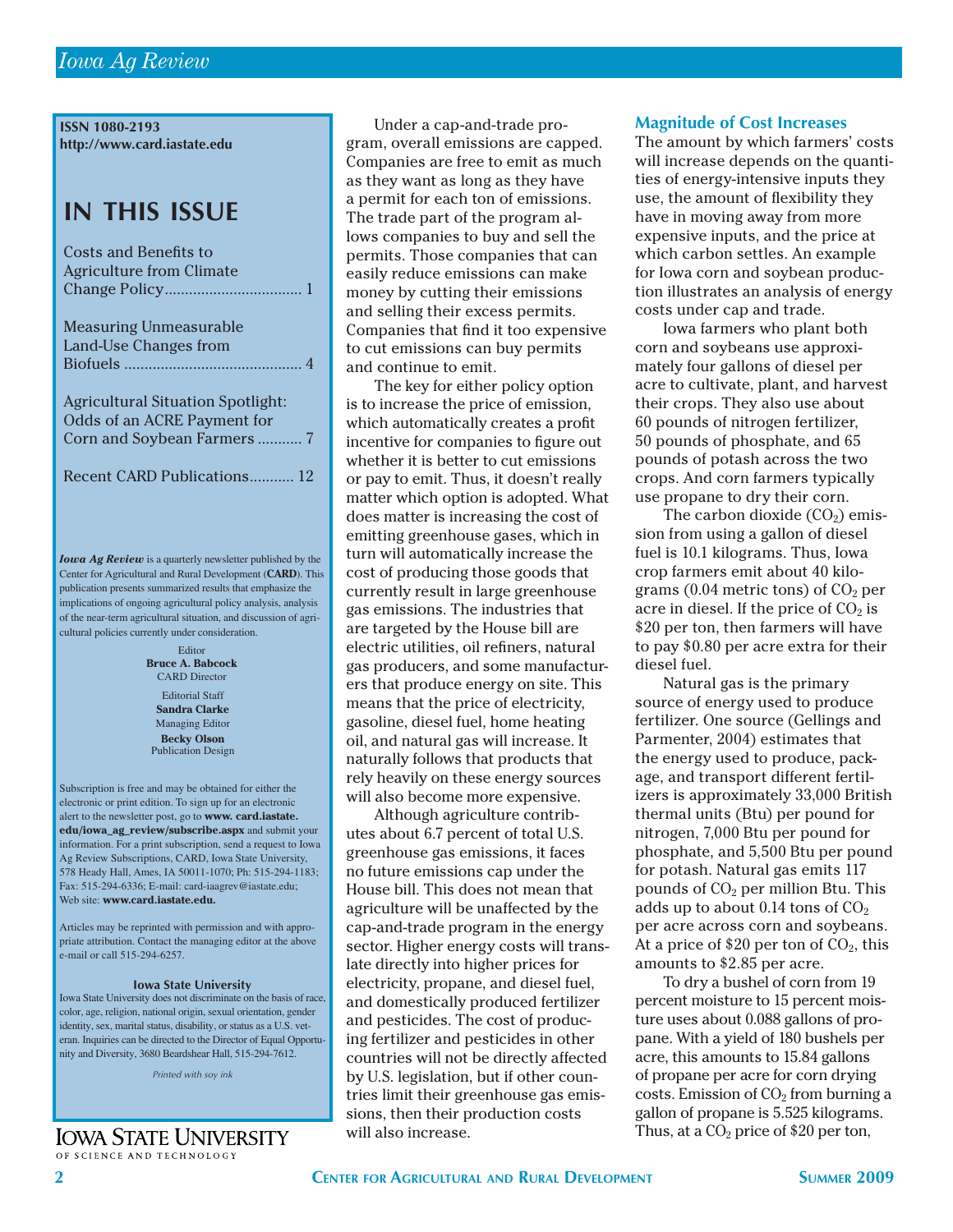ISSN 1080-2193
http://www.card.iastate.edu

## IN THIS ISSUE

Costs and Benefits to Agriculture from Climate Change Policy.................................. 1

Measuring Unmeasurable Land-Use Changes from Biofuels ........................................... 4

Agricultural Situation Spotlight: Odds of an ACRE Payment for Corn and Soybean Farmers ........... 7

Recent CARD Publications........... 12

***Iowa Ag Review*** is a quarterly newsletter published by the Center for Agricultural and Rural Development (**CARD**). This publication presents summarized results that emphasize the implications of ongoing agricultural policy analysis, analysis of the near-term agricultural situation, and discussion of agricultural policies currently under consideration.

Editor
**Bruce A. Babcock**
CARD Director

Editorial Staff
**Sandra Clarke**
Managing Editor
**Becky Olson**
Publication Design

Subscription is free and may be obtained for either the electronic or print edition. To sign up for an electronic alert to the newsletter post, go to **www. card.iastate. edu/iowa_ag_review/subscribe.aspx** and submit your information. For a print subscription, send a request to Iowa Ag Review Subscriptions, CARD, Iowa State University, 578 Heady Hall, Ames, IA 50011-1070; Ph: 515-294-1183; Fax: 515-294-6336; E-mail: card-iaagrev@iastate.edu; Web site: **www.card.iastate.edu.**

Articles may be reprinted with permission and with appropriate attribution. Contact the managing editor at the above e-mail or call 515-294-6257.

**Iowa State University**
Iowa State University does not discriminate on the basis of race, color, age, religion, national origin, sexual orientation, gender identity, sex, marital status, disability, or status as a U.S. veteran. Inquiries can be directed to the Director of Equal Opportunity and Diversity, 3680 Beardshear Hall, 515-294-7612.

*Printed with soy ink*

Under a cap-and-trade program, overall emissions are capped. Companies are free to emit as much as they want as long as they have a permit for each ton of emissions. The trade part of the program allows companies to buy and sell the permits. Those companies that can easily reduce emissions can make money by cutting their emissions and selling their excess permits. Companies that find it too expensive to cut emissions can buy permits and continue to emit.

The key for either policy option is to increase the price of emission, which automatically creates a profit incentive for companies to figure out whether it is better to cut emissions or pay to emit. Thus, it doesn't really matter which option is adopted. What does matter is increasing the cost of emitting greenhouse gases, which in turn will automatically increase the cost of producing those goods that currently result in large greenhouse gas emissions. The industries that are targeted by the House bill are electric utilities, oil refiners, natural gas producers, and some manufacturers that produce energy on site. This means that the price of electricity, gasoline, diesel fuel, home heating oil, and natural gas will increase. It naturally follows that products that rely heavily on these energy sources will also become more expensive.

Although agriculture contributes about 6.7 percent of total U.S. greenhouse gas emissions, it faces no future emissions cap under the House bill. This does not mean that agriculture will be unaffected by the cap-and-trade program in the energy sector. Higher energy costs will translate directly into higher prices for electricity, propane, and diesel fuel, and domestically produced fertilizer and pesticides. The cost of producing fertilizer and pesticides in other countries will not be directly affected by U.S. legislation, but if other countries limit their greenhouse gas emissions, then their production costs will also increase.

### Magnitude of Cost Increases

The amount by which farmers' costs will increase depends on the quantities of energy-intensive inputs they use, the amount of flexibility they have in moving away from more expensive inputs, and the price at which carbon settles. An example for Iowa corn and soybean production illustrates an analysis of energy costs under cap and trade.

Iowa farmers who plant both corn and soybeans use approximately four gallons of diesel per acre to cultivate, plant, and harvest their crops. They also use about 60 pounds of nitrogen fertilizer, 50 pounds of phosphate, and 65 pounds of potash across the two crops. And corn farmers typically use propane to dry their corn.

The carbon dioxide ($CO_2$) emission from using a gallon of diesel fuel is 10.1 kilograms. Thus, Iowa crop farmers emit about 40 kilograms (0.04 metric tons) of $CO_2$ per acre in diesel. If the price of $CO_2$ is \$20 per ton, then farmers will have to pay \$0.80 per acre extra for their diesel fuel.

Natural gas is the primary source of energy used to produce fertilizer. One source (Gellings and Parmenter, 2004) estimates that the energy used to produce, package, and transport different fertilizers is approximately 33,000 British thermal units (Btu) per pound for nitrogen, 7,000 Btu per pound for phosphate, and 5,500 Btu per pound for potash. Natural gas emits 117 pounds of $CO_2$ per million Btu. This adds up to about 0.14 tons of $CO_2$ per acre across corn and soybeans. At a price of \$20 per ton of $CO_2$, this amounts to \$2.85 per acre.

To dry a bushel of corn from 19 percent moisture to 15 percent moisture uses about 0.088 gallons of propane. With a yield of 180 bushels per acre, this amounts to 15.84 gallons of propane per acre for corn drying costs. Emission of $CO_2$ from burning a gallon of propane is 5.525 kilograms. Thus, at a $CO_2$ price of \$20 per ton,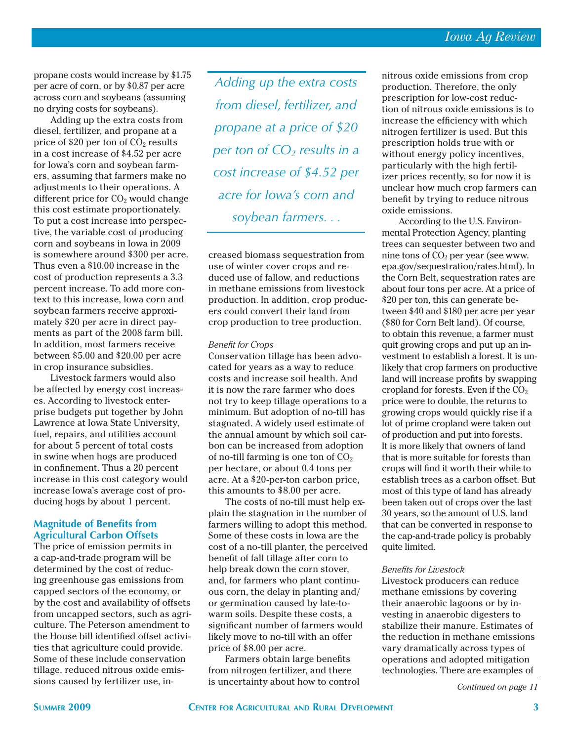propane costs would increase by $1.75 per acre of corn, or by $0.87 per acre across corn and soybeans (assuming no drying costs for soybeans).

Adding up the extra costs from diesel, fertilizer, and propane at a price of $20 per ton of $CO_2$ results in a cost increase of $4.52 per acre for Iowa's corn and soybean farmers, assuming that farmers make no adjustments to their operations. A different price for $CO_2$ would change this cost estimate proportionately. To put a cost increase into perspective, the variable cost of producing corn and soybeans in Iowa in 2009 is somewhere around $300 per acre. Thus even a $10.00 increase in the cost of production represents a 3.3 percent increase. To add more context to this increase, Iowa corn and soybean farmers receive approximately $20 per acre in direct payments as part of the 2008 farm bill. In addition, most farmers receive between $5.00 and $20.00 per acre in crop insurance subsidies.

Livestock farmers would also be affected by energy cost increases. According to livestock enterprise budgets put together by John Lawrence at Iowa State University, fuel, repairs, and utilities account for about 5 percent of total costs in swine when hogs are produced in confinement. Thus a 20 percent increase in this cost category would increase Iowa's average cost of producing hogs by about 1 percent.

*Adding up the extra costs from diesel, fertilizer, and propane at a price of $20 per ton of $CO_2$ results in a cost increase of $4.52 per acre for Iowa's corn and soybean farmers. . .*

### Magnitude of Benefits from Agricultural Carbon Offsets

The price of emission permits in a cap-and-trade program will be determined by the cost of reducing greenhouse gas emissions from capped sectors of the economy, or by the cost and availability of offsets from uncapped sectors, such as agriculture. The Peterson amendment to the House bill identified offset activities that agriculture could provide. Some of these include conservation tillage, reduced nitrous oxide emissions caused by fertilizer use, increased biomass sequestration from use of winter cover crops and reduced use of fallow, and reductions in methane emissions from livestock production. In addition, crop producers could convert their land from crop production to tree production.

*Benefit for Crops*

Conservation tillage has been advocated for years as a way to reduce costs and increase soil health. And it is now the rare farmer who does not try to keep tillage operations to a minimum. But adoption of no-till has stagnated. A widely used estimate of the annual amount by which soil carbon can be increased from adoption of no-till farming is one ton of $CO_2$ per hectare, or about 0.4 tons per acre. At a $20-per-ton carbon price, this amounts to $8.00 per acre.

The costs of no-till must help explain the stagnation in the number of farmers willing to adopt this method. Some of these costs in Iowa are the cost of a no-till planter, the perceived benefit of fall tillage after corn to help break down the corn stover, and, for farmers who plant continuous corn, the delay in planting and/or germination caused by late-to-warm soils. Despite these costs, a significant number of farmers would likely move to no-till with an offer price of $8.00 per acre.

Farmers obtain large benefits from nitrogen fertilizer, and there is uncertainty about how to control nitrous oxide emissions from crop production. Therefore, the only prescription for low-cost reduction of nitrous oxide emissions is to increase the efficiency with which nitrogen fertilizer is used. But this prescription holds true with or without energy policy incentives, particularly with the high fertilizer prices recently, so for now it is unclear how much crop farmers can benefit by trying to reduce nitrous oxide emissions.

According to the U.S. Environmental Protection Agency, planting trees can sequester between two and nine tons of $CO_2$ per year (see www.epa.gov/sequestration/rates.html). In the Corn Belt, sequestration rates are about four tons per acre. At a price of $20 per ton, this can generate between $40 and $180 per acre per year ($80 for Corn Belt land). Of course, to obtain this revenue, a farmer must quit growing crops and put up an investment to establish a forest. It is unlikely that crop farmers on productive land will increase profits by swapping cropland for forests. Even if the $CO_2$ price were to double, the returns to growing crops would quickly rise if a lot of prime cropland were taken out of production and put into forests. It is more likely that owners of land that is more suitable for forests than crops will find it worth their while to establish trees as a carbon offset. But most of this type of land has already been taken out of crops over the last 30 years, so the amount of U.S. land that can be converted in response to the cap-and-trade policy is probably quite limited.

*Benefits for Livestock*

Livestock producers can reduce methane emissions by covering their anaerobic lagoons or by investing in anaerobic digesters to stabilize their manure. Estimates of the reduction in methane emissions vary dramatically across types of operations and adopted mitigation technologies. There are examples of

*Continued on page 11*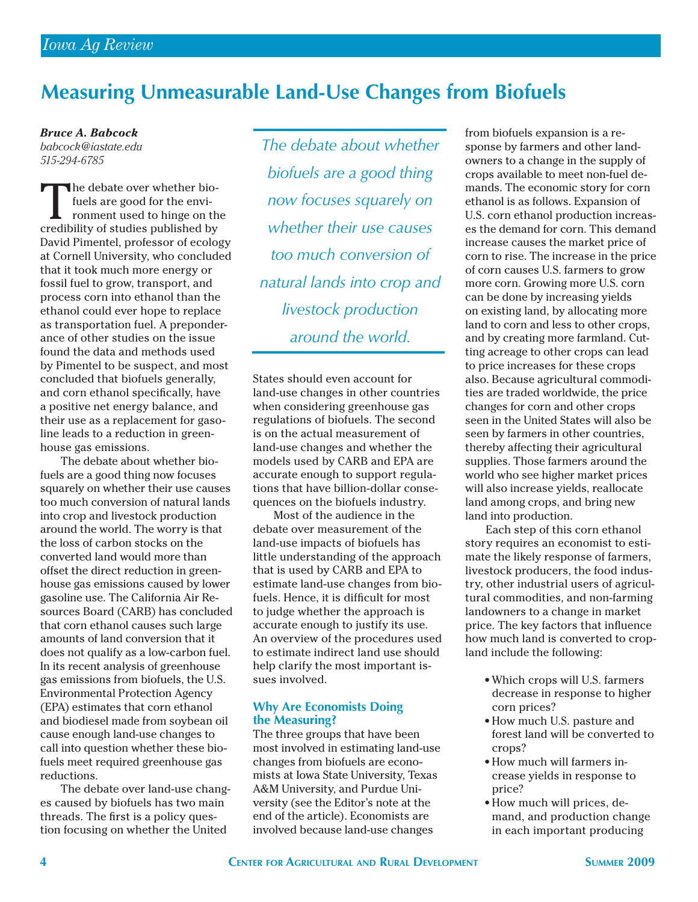# Measuring Unmeasurable Land-Use Changes from Biofuels

***Bruce A. Babcock***
*babcock@iastate.edu*
*515-294-6785*

The debate over whether biofuels are good for the environment used to hinge on the credibility of studies published by David Pimentel, professor of ecology at Cornell University, who concluded that it took much more energy or fossil fuel to grow, transport, and process corn into ethanol than the ethanol could ever hope to replace as transportation fuel. A preponderance of other studies on the issue found the data and methods used by Pimentel to be suspect, and most concluded that biofuels generally, and corn ethanol specifically, have a positive net energy balance, and their use as a replacement for gasoline leads to a reduction in greenhouse gas emissions.

The debate about whether biofuels are a good thing now focuses squarely on whether their use causes too much conversion of natural lands into crop and livestock production around the world. The worry is that the loss of carbon stocks on the converted land would more than offset the direct reduction in greenhouse gas emissions caused by lower gasoline use. The California Air Resources Board (CARB) has concluded that corn ethanol causes such large amounts of land conversion that it does not qualify as a low-carbon fuel. In its recent analysis of greenhouse gas emissions from biofuels, the U.S. Environmental Protection Agency (EPA) estimates that corn ethanol and biodiesel made from soybean oil cause enough land-use changes to call into question whether these biofuels meet required greenhouse gas reductions.

The debate over land-use changes caused by biofuels has two main threads. The first is a policy question focusing on whether the United States should even account for land-use changes in other countries when considering greenhouse gas regulations of biofuels. The second is on the actual measurement of land-use changes and whether the models used by CARB and EPA are accurate enough to support regulations that have billion-dollar consequences on the biofuels industry.

*The debate about whether biofuels are a good thing now focuses squarely on whether their use causes too much conversion of natural lands into crop and livestock production around the world.*

Most of the audience in the debate over measurement of the land-use impacts of biofuels has little understanding of the approach that is used by CARB and EPA to estimate land-use changes from biofuels. Hence, it is difficult for most to judge whether the approach is accurate enough to justify its use. An overview of the procedures used to estimate indirect land use should help clarify the most important issues involved.

### Why Are Economists Doing the Measuring?

The three groups that have been most involved in estimating land-use changes from biofuels are economists at Iowa State University, Texas A&M University, and Purdue University (see the Editor's note at the end of the article). Economists are involved because land-use changes from biofuels expansion is a response by farmers and other landowners to a change in the supply of crops available to meet non-fuel demands. The economic story for corn ethanol is as follows. Expansion of U.S. corn ethanol production increases the demand for corn. This demand increase causes the market price of corn to rise. The increase in the price of corn causes U.S. farmers to grow more corn. Growing more U.S. corn can be done by increasing yields on existing land, by allocating more land to corn and less to other crops, and by creating more farmland. Cutting acreage to other crops can lead to price increases for these crops also. Because agricultural commodities are traded worldwide, the price changes for corn and other crops seen in the United States will also be seen by farmers in other countries, thereby affecting their agricultural supplies. Those farmers around the world who see higher market prices will also increase yields, reallocate land among crops, and bring new land into production.

Each step of this corn ethanol story requires an economist to estimate the likely response of farmers, livestock producers, the food industry, other industrial users of agricultural commodities, and non-farming landowners to a change in market price. The key factors that influence how much land is converted to cropland include the following:

- Which crops will U.S. farmers decrease in response to higher corn prices?
- How much U.S. pasture and forest land will be converted to crops?
- How much will farmers increase yields in response to price?
- How much will prices, demand, and production change in each important producing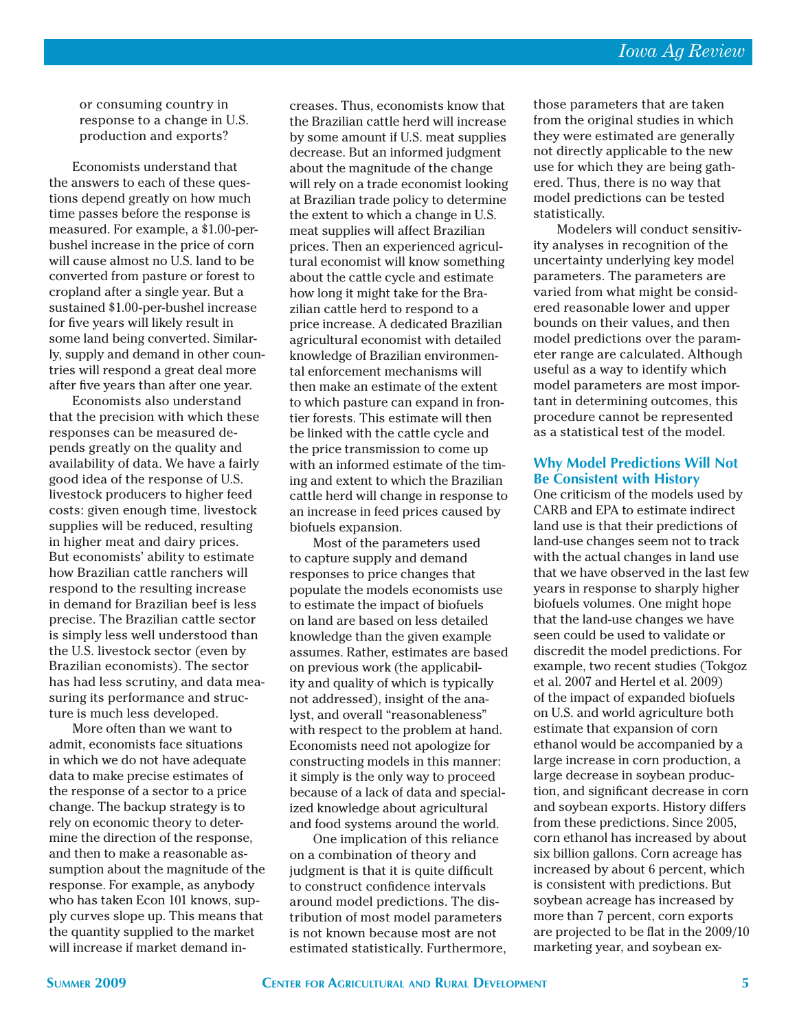or consuming country in response to a change in U.S. production and exports?

Economists understand that the answers to each of these questions depend greatly on how much time passes before the response is measured. For example, a $1.00-per-bushel increase in the price of corn will cause almost no U.S. land to be converted from pasture or forest to cropland after a single year. But a sustained $1.00-per-bushel increase for five years will likely result in some land being converted. Similarly, supply and demand in other countries will respond a great deal more after five years than after one year.

Economists also understand that the precision with which these responses can be measured depends greatly on the quality and availability of data. We have a fairly good idea of the response of U.S. livestock producers to higher feed costs: given enough time, livestock supplies will be reduced, resulting in higher meat and dairy prices. But economists' ability to estimate how Brazilian cattle ranchers will respond to the resulting increase in demand for Brazilian beef is less precise. The Brazilian cattle sector is simply less well understood than the U.S. livestock sector (even by Brazilian economists). The sector has had less scrutiny, and data measuring its performance and structure is much less developed.

More often than we want to admit, economists face situations in which we do not have adequate data to make precise estimates of the response of a sector to a price change. The backup strategy is to rely on economic theory to determine the direction of the response, and then to make a reasonable assumption about the magnitude of the response. For example, as anybody who has taken Econ 101 knows, supply curves slope up. This means that the quantity supplied to the market will increase if market demand increases. Thus, economists know that the Brazilian cattle herd will increase by some amount if U.S. meat supplies decrease. But an informed judgment about the magnitude of the change will rely on a trade economist looking at Brazilian trade policy to determine the extent to which a change in U.S. meat supplies will affect Brazilian prices. Then an experienced agricultural economist will know something about the cattle cycle and estimate how long it might take for the Brazilian cattle herd to respond to a price increase. A dedicated Brazilian agricultural economist with detailed knowledge of Brazilian environmental enforcement mechanisms will then make an estimate of the extent to which pasture can expand in frontier forests. This estimate will then be linked with the cattle cycle and the price transmission to come up with an informed estimate of the timing and extent to which the Brazilian cattle herd will change in response to an increase in feed prices caused by biofuels expansion.

Most of the parameters used to capture supply and demand responses to price changes that populate the models economists use to estimate the impact of biofuels on land are based on less detailed knowledge than the given example assumes. Rather, estimates are based on previous work (the applicability and quality of which is typically not addressed), insight of the analyst, and overall "reasonableness" with respect to the problem at hand. Economists need not apologize for constructing models in this manner: it simply is the only way to proceed because of a lack of data and specialized knowledge about agricultural and food systems around the world.

One implication of this reliance on a combination of theory and judgment is that it is quite difficult to construct confidence intervals around model predictions. The distribution of most model parameters is not known because most are not estimated statistically. Furthermore, those parameters that are taken from the original studies in which they were estimated are generally not directly applicable to the new use for which they are being gathered. Thus, there is no way that model predictions can be tested statistically.

Modelers will conduct sensitivity analyses in recognition of the uncertainty underlying key model parameters. The parameters are varied from what might be considered reasonable lower and upper bounds on their values, and then model predictions over the parameter range are calculated. Although useful as a way to identify which model parameters are most important in determining outcomes, this procedure cannot be represented as a statistical test of the model.

## Why Model Predictions Will Not Be Consistent with History

One criticism of the models used by CARB and EPA to estimate indirect land use is that their predictions of land-use changes seem not to track with the actual changes in land use that we have observed in the last few years in response to sharply higher biofuels volumes. One might hope that the land-use changes we have seen could be used to validate or discredit the model predictions. For example, two recent studies (Tokgoz et al. 2007 and Hertel et al. 2009) of the impact of expanded biofuels on U.S. and world agriculture both estimate that expansion of corn ethanol would be accompanied by a large increase in corn production, a large decrease in soybean production, and significant decrease in corn and soybean exports. History differs from these predictions. Since 2005, corn ethanol has increased by about six billion gallons. Corn acreage has increased by about 6 percent, which is consistent with predictions. But soybean acreage has increased by more than 7 percent, corn exports are projected to be flat in the 2009/10 marketing year, and soybean ex-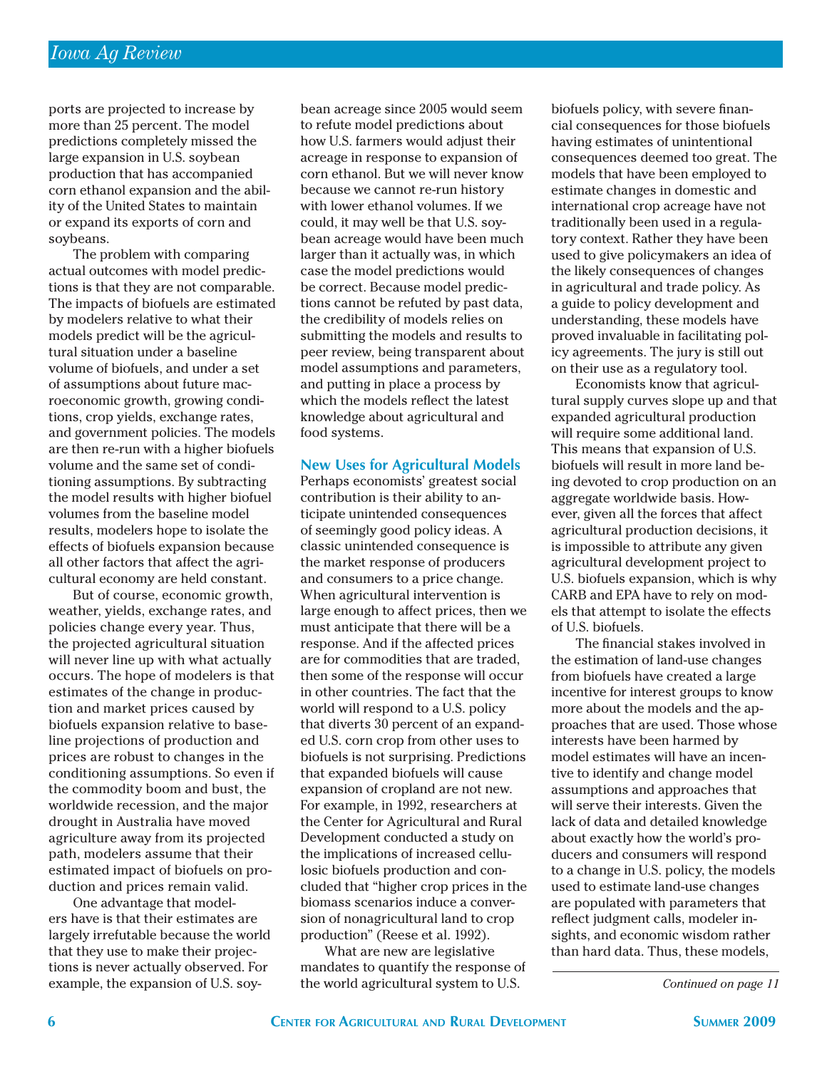ports are projected to increase by more than 25 percent. The model predictions completely missed the large expansion in U.S. soybean production that has accompanied corn ethanol expansion and the ability of the United States to maintain or expand its exports of corn and soybeans.

The problem with comparing actual outcomes with model predictions is that they are not comparable. The impacts of biofuels are estimated by modelers relative to what their models predict will be the agricultural situation under a baseline volume of biofuels, and under a set of assumptions about future macroeconomic growth, growing conditions, crop yields, exchange rates, and government policies. The models are then re-run with a higher biofuels volume and the same set of conditioning assumptions. By subtracting the model results with higher biofuel volumes from the baseline model results, modelers hope to isolate the effects of biofuels expansion because all other factors that affect the agricultural economy are held constant.

But of course, economic growth, weather, yields, exchange rates, and policies change every year. Thus, the projected agricultural situation will never line up with what actually occurs. The hope of modelers is that estimates of the change in production and market prices caused by biofuels expansion relative to baseline projections of production and prices are robust to changes in the conditioning assumptions. So even if the commodity boom and bust, the worldwide recession, and the major drought in Australia have moved agriculture away from its projected path, modelers assume that their estimated impact of biofuels on production and prices remain valid.

One advantage that modelers have is that their estimates are largely irrefutable because the world that they use to make their projections is never actually observed. For example, the expansion of U.S. soybean acreage since 2005 would seem to refute model predictions about how U.S. farmers would adjust their acreage in response to expansion of corn ethanol. But we will never know because we cannot re-run history with lower ethanol volumes. If we could, it may well be that U.S. soybean acreage would have been much larger than it actually was, in which case the model predictions would be correct. Because model predictions cannot be refuted by past data, the credibility of models relies on submitting the models and results to peer review, being transparent about model assumptions and parameters, and putting in place a process by which the models reflect the latest knowledge about agricultural and food systems.

## New Uses for Agricultural Models

Perhaps economists' greatest social contribution is their ability to anticipate unintended consequences of seemingly good policy ideas. A classic unintended consequence is the market response of producers and consumers to a price change. When agricultural intervention is large enough to affect prices, then we must anticipate that there will be a response. And if the affected prices are for commodities that are traded, then some of the response will occur in other countries. The fact that the world will respond to a U.S. policy that diverts 30 percent of an expanded U.S. corn crop from other uses to biofuels is not surprising. Predictions that expanded biofuels will cause expansion of cropland are not new. For example, in 1992, researchers at the Center for Agricultural and Rural Development conducted a study on the implications of increased cellulosic biofuels production and concluded that "higher crop prices in the biomass scenarios induce a conversion of nonagricultural land to crop production" (Reese et al. 1992).

What are new are legislative mandates to quantify the response of the world agricultural system to U.S. biofuels policy, with severe financial consequences for those biofuels having estimates of unintentional consequences deemed too great. The models that have been employed to estimate changes in domestic and international crop acreage have not traditionally been used in a regulatory context. Rather they have been used to give policymakers an idea of the likely consequences of changes in agricultural and trade policy. As a guide to policy development and understanding, these models have proved invaluable in facilitating policy agreements. The jury is still out on their use as a regulatory tool.

Economists know that agricultural supply curves slope up and that expanded agricultural production will require some additional land. This means that expansion of U.S. biofuels will result in more land being devoted to crop production on an aggregate worldwide basis. However, given all the forces that affect agricultural production decisions, it is impossible to attribute any given agricultural development project to U.S. biofuels expansion, which is why CARB and EPA have to rely on models that attempt to isolate the effects of U.S. biofuels.

The financial stakes involved in the estimation of land-use changes from biofuels have created a large incentive for interest groups to know more about the models and the approaches that are used. Those whose interests have been harmed by model estimates will have an incentive to identify and change model assumptions and approaches that will serve their interests. Given the lack of data and detailed knowledge about exactly how the world's producers and consumers will respond to a change in U.S. policy, the models used to estimate land-use changes are populated with parameters that reflect judgment calls, modeler insights, and economic wisdom rather than hard data. Thus, these models,

*Continued on page 11*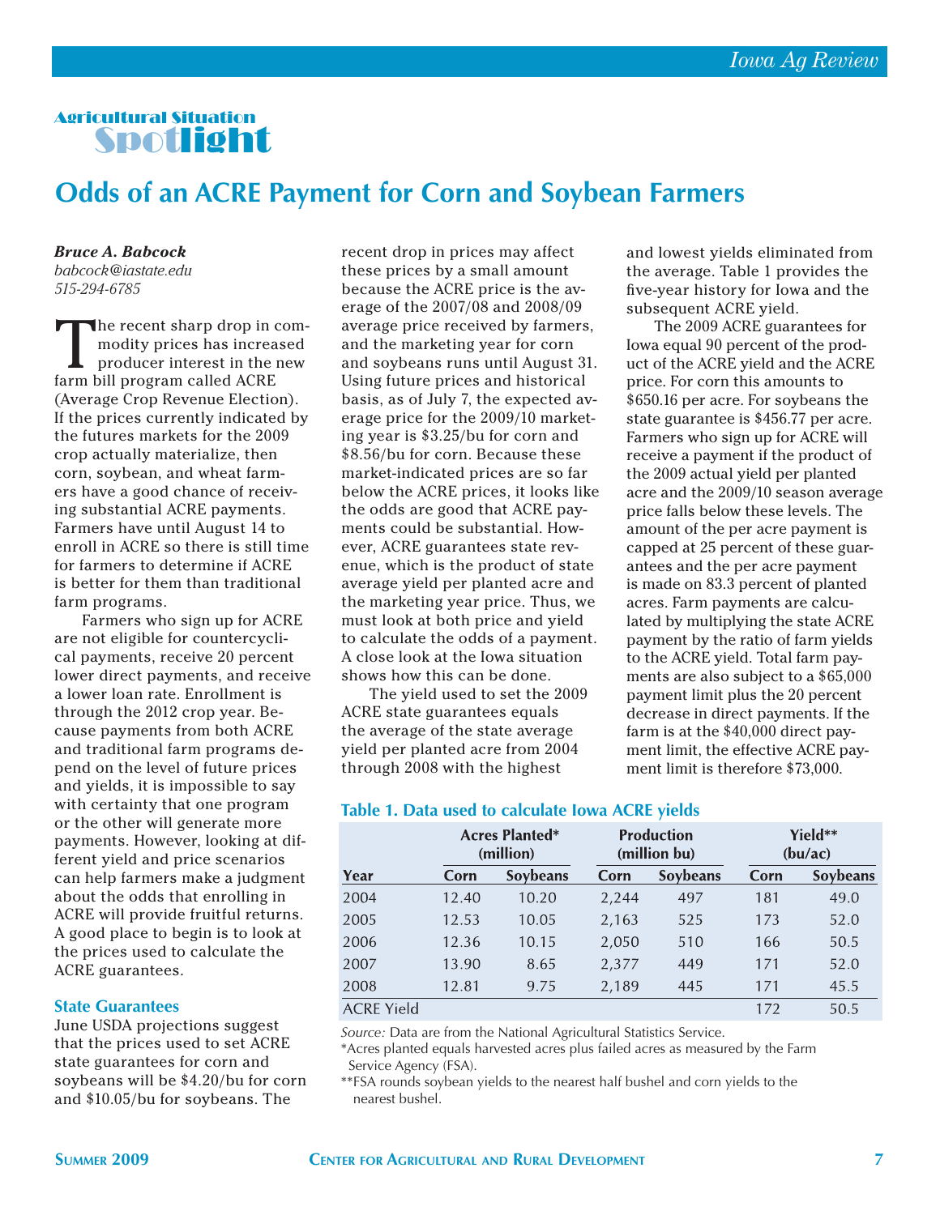## Agricultural Situation Spotlight

# Odds of an ACRE Payment for Corn and Soybean Farmers

***Bruce A. Babcock***
*babcock@iastate.edu*
*515-294-6785*

The recent sharp drop in commodity prices has increased producer interest in the new farm bill program called ACRE (Average Crop Revenue Election). If the prices currently indicated by the futures markets for the 2009 crop actually materialize, then corn, soybean, and wheat farmers have a good chance of receiving substantial ACRE payments. Farmers have until August 14 to enroll in ACRE so there is still time for farmers to determine if ACRE is better for them than traditional farm programs.

Farmers who sign up for ACRE are not eligible for countercyclical payments, receive 20 percent lower direct payments, and receive a lower loan rate. Enrollment is through the 2012 crop year. Because payments from both ACRE and traditional farm programs depend on the level of future prices and yields, it is impossible to say with certainty that one program or the other will generate more payments. However, looking at different yield and price scenarios can help farmers make a judgment about the odds that enrolling in ACRE will provide fruitful returns. A good place to begin is to look at the prices used to calculate the ACRE guarantees.

### State Guarantees

June USDA projections suggest that the prices used to set ACRE state guarantees for corn and soybeans will be $4.20/bu for corn and $10.05/bu for soybeans. The recent drop in prices may affect these prices by a small amount because the ACRE price is the average of the 2007/08 and 2008/09 average price received by farmers, and the marketing year for corn and soybeans runs until August 31. Using future prices and historical basis, as of July 7, the expected average price for the 2009/10 marketing year is $3.25/bu for corn and $8.56/bu for corn. Because these market-indicated prices are so far below the ACRE prices, it looks like the odds are good that ACRE payments could be substantial. However, ACRE guarantees state revenue, which is the product of state average yield per planted acre and the marketing year price. Thus, we must look at both price and yield to calculate the odds of a payment. A close look at the Iowa situation shows how this can be done.

The yield used to set the 2009 ACRE state guarantees equals the average of the state average yield per planted acre from 2004 through 2008 with the highest and lowest yields eliminated from the average. Table 1 provides the five-year history for Iowa and the subsequent ACRE yield.

The 2009 ACRE guarantees for Iowa equal 90 percent of the product of the ACRE yield and the ACRE price. For corn this amounts to $650.16 per acre. For soybeans the state guarantee is $456.77 per acre. Farmers who sign up for ACRE will receive a payment if the product of the 2009 actual yield per planted acre and the 2009/10 season average price falls below these levels. The amount of the per acre payment is capped at 25 percent of these guarantees and the per acre payment is made on 83.3 percent of planted acres. Farm payments are calculated by multiplying the state ACRE payment by the ratio of farm yields to the ACRE yield. Total farm payments are also subject to a $65,000 payment limit plus the 20 percent decrease in direct payments. If the farm is at the $40,000 direct payment limit, the effective ACRE payment limit is therefore $73,000.

**Table 1. Data used to calculate Iowa ACRE yields**

| | Acres Planted* (million) | | Production (million bu) | | Yield** (bu/ac) | |
|---|---|---|---|---|---|---|
| Year | Corn | Soybeans | Corn | Soybeans | Corn | Soybeans |
| 2004 | 12.40 | 10.20 | 2,244 | 497 | 181 | 49.0 |
| 2005 | 12.53 | 10.05 | 2,163 | 525 | 173 | 52.0 |
| 2006 | 12.36 | 10.15 | 2,050 | 510 | 166 | 50.5 |
| 2007 | 13.90 | 8.65 | 2,377 | 449 | 171 | 52.0 |
| 2008 | 12.81 | 9.75 | 2,189 | 445 | 171 | 45.5 |
| ACRE Yield | | | | | 172 | 50.5 |

*Source:* Data are from the National Agricultural Statistics Service.
*Acres planted equals harvested acres plus failed acres as measured by the Farm Service Agency (FSA).
**FSA rounds soybean yields to the nearest half bushel and corn yields to the nearest bushel.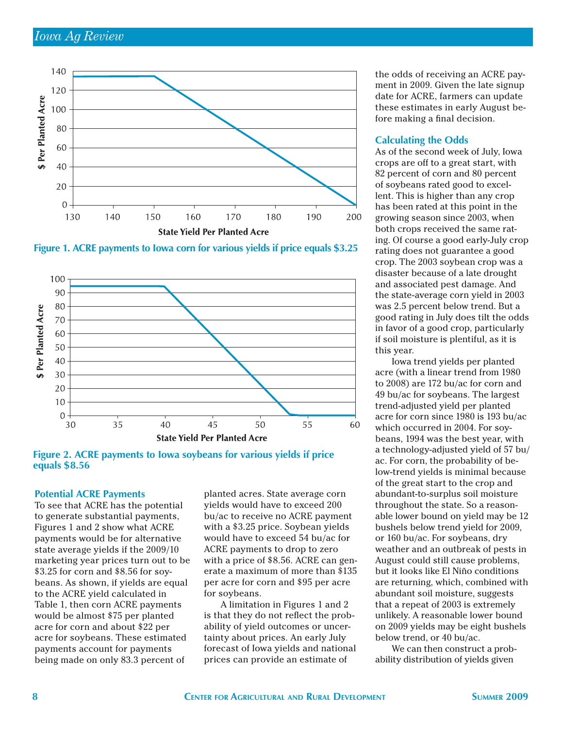Figure 1. ACRE payments to Iowa corn for various yields if price equals $3.25

Figure 2. ACRE payments to Iowa soybeans for various yields if price equals $8.56

### Potential ACRE Payments

To see that ACRE has the potential to generate substantial payments, Figures 1 and 2 show what ACRE payments would be for alternative state average yields if the 2009/10 marketing year prices turn out to be $3.25 for corn and $8.56 for soybeans. As shown, if yields are equal to the ACRE yield calculated in Table 1, then corn ACRE payments would be almost $75 per planted acre for corn and about $22 per acre for soybeans. These estimated payments account for payments being made on only 83.3 percent of planted acres. State average corn yields would have to exceed 200 bu/ac to receive no ACRE payment with a $3.25 price. Soybean yields would have to exceed 54 bu/ac for ACRE payments to drop to zero with a price of $8.56. ACRE can generate a maximum of more than $135 per acre for corn and $95 per acre for soybeans.

A limitation in Figures 1 and 2 is that they do not reflect the probability of yield outcomes or uncertainty about prices. An early July forecast of Iowa yields and national prices can provide an estimate of the odds of receiving an ACRE payment in 2009. Given the late signup date for ACRE, farmers can update these estimates in early August before making a final decision.

### Calculating the Odds

As of the second week of July, Iowa crops are off to a great start, with 82 percent of corn and 80 percent of soybeans rated good to excellent. This is higher than any crop has been rated at this point in the growing season since 2003, when both crops received the same rating. Of course a good early-July crop rating does not guarantee a good crop. The 2003 soybean crop was a disaster because of a late drought and associated pest damage. And the state-average corn yield in 2003 was 2.5 percent below trend. But a good rating in July does tilt the odds in favor of a good crop, particularly if soil moisture is plentiful, as it is this year.

Iowa trend yields per planted acre (with a linear trend from 1980 to 2008) are 172 bu/ac for corn and 49 bu/ac for soybeans. The largest trend-adjusted yield per planted acre for corn since 1980 is 193 bu/ac which occurred in 2004. For soybeans, 1994 was the best year, with a technology-adjusted yield of 57 bu/ac. For corn, the probability of below-trend yields is minimal because of the great start to the crop and abundant-to-surplus soil moisture throughout the state. So a reasonable lower bound on yield may be 12 bushels below trend yield for 2009, or 160 bu/ac. For soybeans, dry weather and an outbreak of pests in August could still cause problems, but it looks like El Niño conditions are returning, which, combined with abundant soil moisture, suggests that a repeat of 2003 is extremely unlikely. A reasonable lower bound on 2009 yields may be eight bushels below trend, or 40 bu/ac.

We can then construct a probability distribution of yields given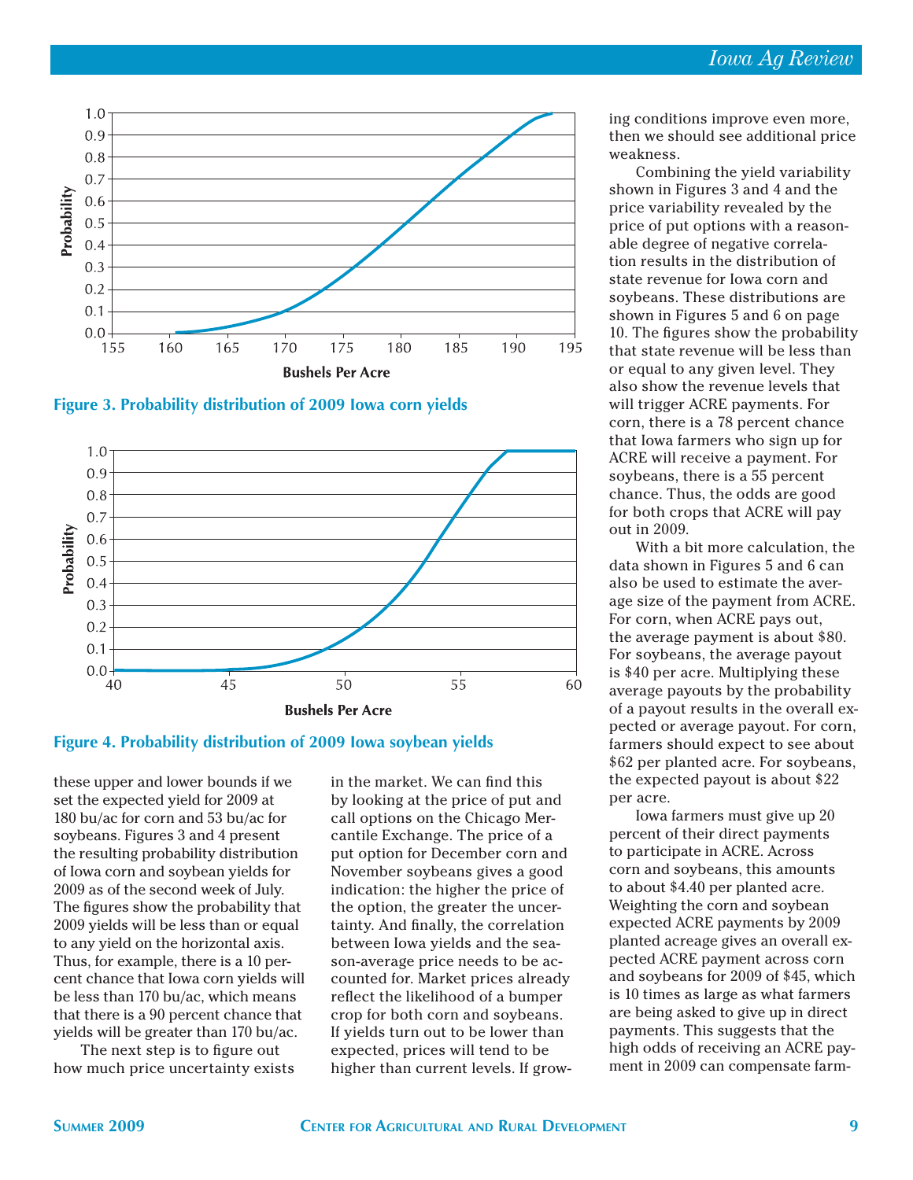Figure 3. Probability distribution of 2009 Iowa corn yields

Figure 4. Probability distribution of 2009 Iowa soybean yields

these upper and lower bounds if we set the expected yield for 2009 at 180 bu/ac for corn and 53 bu/ac for soybeans. Figures 3 and 4 present the resulting probability distribution of Iowa corn and soybean yields for 2009 as of the second week of July. The figures show the probability that 2009 yields will be less than or equal to any yield on the horizontal axis. Thus, for example, there is a 10 percent chance that Iowa corn yields will be less than 170 bu/ac, which means that there is a 90 percent chance that yields will be greater than 170 bu/ac.

The next step is to figure out how much price uncertainty exists in the market. We can find this by looking at the price of put and call options on the Chicago Mercantile Exchange. The price of a put option for December corn and November soybeans gives a good indication: the higher the price of the option, the greater the uncertainty. And finally, the correlation between Iowa yields and the season-average price needs to be accounted for. Market prices already reflect the likelihood of a bumper crop for both corn and soybeans. If yields turn out to be lower than expected, prices will tend to be higher than current levels. If growing conditions improve even more, then we should see additional price weakness.

Combining the yield variability shown in Figures 3 and 4 and the price variability revealed by the price of put options with a reasonable degree of negative correlation results in the distribution of state revenue for Iowa corn and soybeans. These distributions are shown in Figures 5 and 6 on page 10. The figures show the probability that state revenue will be less than or equal to any given level. They also show the revenue levels that will trigger ACRE payments. For corn, there is a 78 percent chance that Iowa farmers who sign up for ACRE will receive a payment. For soybeans, there is a 55 percent chance. Thus, the odds are good for both crops that ACRE will pay out in 2009.

With a bit more calculation, the data shown in Figures 5 and 6 can also be used to estimate the average size of the payment from ACRE. For corn, when ACRE pays out, the average payment is about $80. For soybeans, the average payout is $40 per acre. Multiplying these average payouts by the probability of a payout results in the overall expected or average payout. For corn, farmers should expect to see about $62 per planted acre. For soybeans, the expected payout is about $22 per acre.

Iowa farmers must give up 20 percent of their direct payments to participate in ACRE. Across corn and soybeans, this amounts to about $4.40 per planted acre. Weighting the corn and soybean expected ACRE payments by 2009 planted acreage gives an overall expected ACRE payment across corn and soybeans for 2009 of $45, which is 10 times as large as what farmers are being asked to give up in direct payments. This suggests that the high odds of receiving an ACRE payment in 2009 can compensate farm-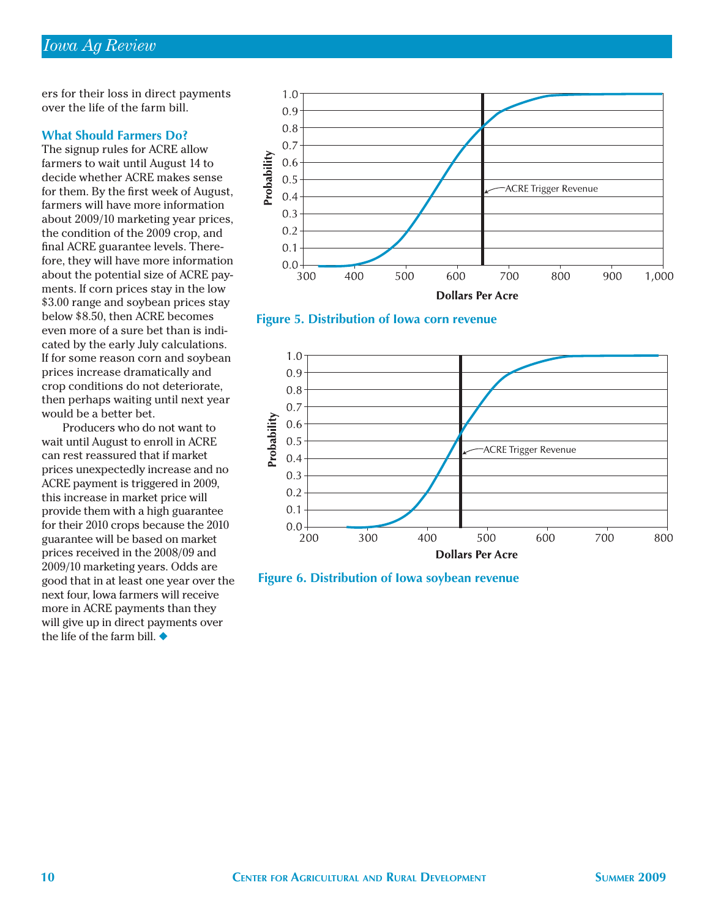ers for their loss in direct payments over the life of the farm bill.

### What Should Farmers Do?

The signup rules for ACRE allow farmers to wait until August 14 to decide whether ACRE makes sense for them. By the first week of August, farmers will have more information about 2009/10 marketing year prices, the condition of the 2009 crop, and final ACRE guarantee levels. Therefore, they will have more information about the potential size of ACRE payments. If corn prices stay in the low $3.00 range and soybean prices stay below $8.50, then ACRE becomes even more of a sure bet than is indicated by the early July calculations. If for some reason corn and soybean prices increase dramatically and crop conditions do not deteriorate, then perhaps waiting until next year would be a better bet.

Producers who do not want to wait until August to enroll in ACRE can rest reassured that if market prices unexpectedly increase and no ACRE payment is triggered in 2009, this increase in market price will provide them with a high guarantee for their 2010 crops because the 2010 guarantee will be based on market prices received in the 2008/09 and 2009/10 marketing years. Odds are good that in at least one year over the next four, Iowa farmers will receive more in ACRE payments than they will give up in direct payments over the life of the farm bill. ◆

**Figure 5. Distribution of Iowa corn revenue**

**Figure 6. Distribution of Iowa soybean revenue**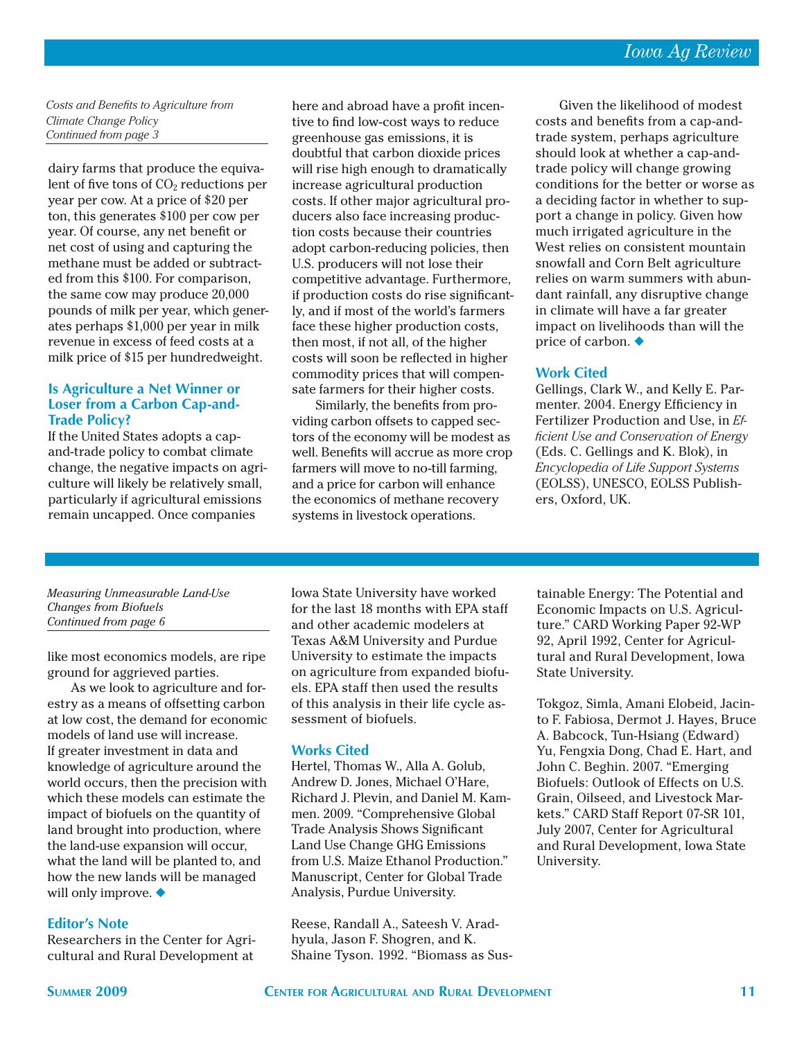*Costs and Benefits to Agriculture from Climate Change Policy*
*Continued from page 3*

dairy farms that produce the equivalent of five tons of $CO_2$ reductions per year per cow. At a price of $20 per ton, this generates $100 per cow per year. Of course, any net benefit or net cost of using and capturing the methane must be added or subtracted from this $100. For comparison, the same cow may produce 20,000 pounds of milk per year, which generates perhaps $1,000 per year in milk revenue in excess of feed costs at a milk price of $15 per hundredweight.

### Is Agriculture a Net Winner or Loser from a Carbon Cap-and-Trade Policy?

If the United States adopts a cap-and-trade policy to combat climate change, the negative impacts on agriculture will likely be relatively small, particularly if agricultural emissions remain uncapped. Once companies here and abroad have a profit incentive to find low-cost ways to reduce greenhouse gas emissions, it is doubtful that carbon dioxide prices will rise high enough to dramatically increase agricultural production costs. If other major agricultural producers also face increasing production costs because their countries adopt carbon-reducing policies, then U.S. producers will not lose their competitive advantage. Furthermore, if production costs do rise significantly, and if most of the world's farmers face these higher production costs, then most, if not all, of the higher costs will soon be reflected in higher commodity prices that will compensate farmers for their higher costs.

Similarly, the benefits from providing carbon offsets to capped sectors of the economy will be modest as well. Benefits will accrue as more crop farmers will move to no-till farming, and a price for carbon will enhance the economics of methane recovery systems in livestock operations.

Given the likelihood of modest costs and benefits from a cap-and-trade system, perhaps agriculture should look at whether a cap-and-trade policy will change growing conditions for the better or worse as a deciding factor in whether to support a change in policy. Given how much irrigated agriculture in the West relies on consistent mountain snowfall and Corn Belt agriculture relies on warm summers with abundant rainfall, any disruptive change in climate will have a far greater impact on livelihoods than will the price of carbon. ◆

### Work Cited

Gellings, Clark W., and Kelly E. Parmenter. 2004. Energy Efficiency in Fertilizer Production and Use, in *Efficient Use and Conservation of Energy* (Eds. C. Gellings and K. Blok), in *Encyclopedia of Life Support Systems* (EOLSS), UNESCO, EOLSS Publishers, Oxford, UK.

---

*Measuring Unmeasurable Land-Use Changes from Biofuels*
*Continued from page 6*

like most economics models, are ripe ground for aggrieved parties.

As we look to agriculture and forestry as a means of offsetting carbon at low cost, the demand for economic models of land use will increase. If greater investment in data and knowledge of agriculture around the world occurs, then the precision with which these models can estimate the impact of biofuels on the quantity of land brought into production, where the land-use expansion will occur, what the land will be planted to, and how the new lands will be managed will only improve. ◆

### Editor's Note

Researchers in the Center for Agricultural and Rural Development at Iowa State University have worked for the last 18 months with EPA staff and other academic modelers at Texas A&M University and Purdue University to estimate the impacts on agriculture from expanded biofuels. EPA staff then used the results of this analysis in their life cycle assessment of biofuels.

### Works Cited

Hertel, Thomas W., Alla A. Golub, Andrew D. Jones, Michael O'Hare, Richard J. Plevin, and Daniel M. Kammen. 2009. "Comprehensive Global Trade Analysis Shows Significant Land Use Change GHG Emissions from U.S. Maize Ethanol Production." Manuscript, Center for Global Trade Analysis, Purdue University.

Reese, Randall A., Sateesh V. Aradhyula, Jason F. Shogren, and K. Shaine Tyson. 1992. "Biomass as Sustainable Energy: The Potential and Economic Impacts on U.S. Agriculture." CARD Working Paper 92-WP 92, April 1992, Center for Agricultural and Rural Development, Iowa State University.

Tokgoz, Simla, Amani Elobeid, Jacinto F. Fabiosa, Dermot J. Hayes, Bruce A. Babcock, Tun-Hsiang (Edward) Yu, Fengxia Dong, Chad E. Hart, and John C. Beghin. 2007. "Emerging Biofuels: Outlook of Effects on U.S. Grain, Oilseed, and Livestock Markets." CARD Staff Report 07-SR 101, July 2007, Center for Agricultural and Rural Development, Iowa State University.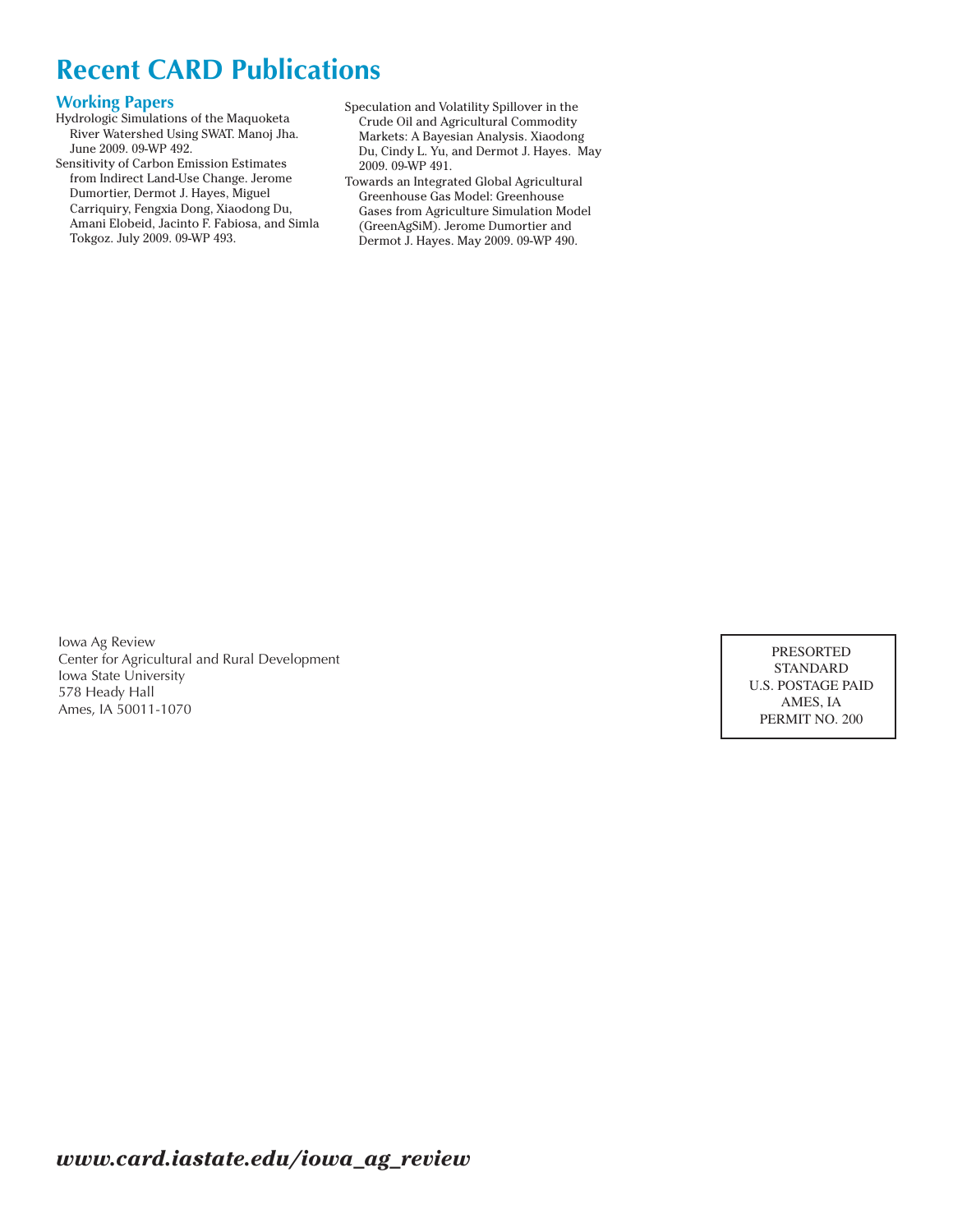# Recent CARD Publications

## Working Papers

Hydrologic Simulations of the Maquoketa River Watershed Using SWAT. Manoj Jha. June 2009. 09-WP 492.

Sensitivity of Carbon Emission Estimates from Indirect Land-Use Change. Jerome Dumortier, Dermot J. Hayes, Miguel Carriquiry, Fengxia Dong, Xiaodong Du, Amani Elobeid, Jacinto F. Fabiosa, and Simla Tokgoz. July 2009. 09-WP 493.

Speculation and Volatility Spillover in the Crude Oil and Agricultural Commodity Markets: A Bayesian Analysis. Xiaodong Du, Cindy L. Yu, and Dermot J. Hayes. May 2009. 09-WP 491.

Towards an Integrated Global Agricultural Greenhouse Gas Model: Greenhouse Gases from Agriculture Simulation Model (GreenAgSiM). Jerome Dumortier and Dermot J. Hayes. May 2009. 09-WP 490.

Iowa Ag Review
Center for Agricultural and Rural Development
Iowa State University
578 Heady Hall
Ames, IA 50011-1070

PRESORTED
STANDARD
U.S. POSTAGE PAID
AMES, IA
PERMIT NO. 200

***www.card.iastate.edu/iowa_ag_review***